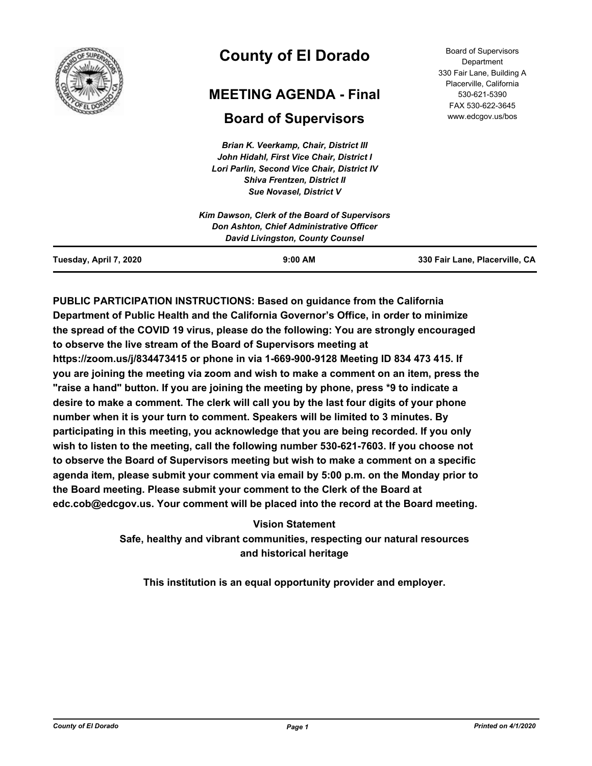# County of El Dorado

## MEETING AGENDA - Final

## Board of Supervisors

Board of Supervisors Department
330 Fair Lane, Building A
Placerville, California
530-621-5390
FAX 530-622-3645
www.edcgov.us/bos

*Brian K. Veerkamp, Chair, District III*
*John Hidahl, First Vice Chair, District I*
*Lori Parlin, Second Vice Chair, District IV*
*Shiva Frentzen, District II*
*Sue Novasel, District V*

*Kim Dawson, Clerk of the Board of Supervisors*
*Don Ashton, Chief Administrative Officer*
*David Livingston, County Counsel*

**Tuesday, April 7, 2020** | **9:00 AM** | **330 Fair Lane, Placerville, CA**

**PUBLIC PARTICIPATION INSTRUCTIONS: Based on guidance from the California Department of Public Health and the California Governor's Office, in order to minimize the spread of the COVID 19 virus, please do the following: You are strongly encouraged to observe the live stream of the Board of Supervisors meeting at https://zoom.us/j/834473415 or phone in via 1-669-900-9128 Meeting ID 834 473 415. If you are joining the meeting via zoom and wish to make a comment on an item, press the "raise a hand" button. If you are joining the meeting by phone, press *9 to indicate a desire to make a comment. The clerk will call you by the last four digits of your phone number when it is your turn to comment. Speakers will be limited to 3 minutes. By participating in this meeting, you acknowledge that you are being recorded. If you only wish to listen to the meeting, call the following number 530-621-7603. If you choose not to observe the Board of Supervisors meeting but wish to make a comment on a specific agenda item, please submit your comment via email by 5:00 p.m. on the Monday prior to the Board meeting. Please submit your comment to the Clerk of the Board at edc.cob@edcgov.us. Your comment will be placed into the record at the Board meeting.**

**Vision Statement**
**Safe, healthy and vibrant communities, respecting our natural resources and historical heritage**

**This institution is an equal opportunity provider and employer.**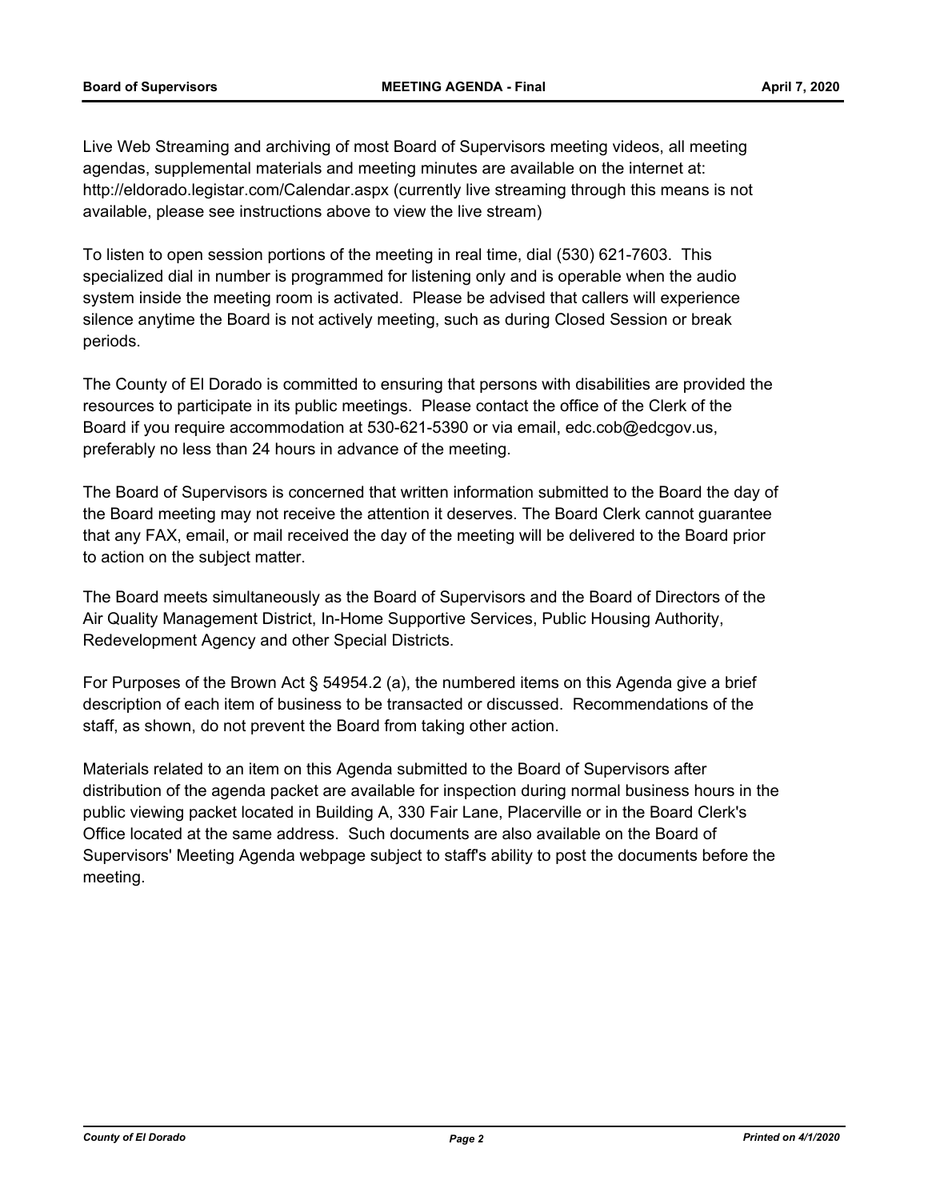Live Web Streaming and archiving of most Board of Supervisors meeting videos, all meeting agendas, supplemental materials and meeting minutes are available on the internet at: http://eldorado.legistar.com/Calendar.aspx (currently live streaming through this means is not available, please see instructions above to view the live stream)

To listen to open session portions of the meeting in real time, dial (530) 621-7603. This specialized dial in number is programmed for listening only and is operable when the audio system inside the meeting room is activated. Please be advised that callers will experience silence anytime the Board is not actively meeting, such as during Closed Session or break periods.

The County of El Dorado is committed to ensuring that persons with disabilities are provided the resources to participate in its public meetings. Please contact the office of the Clerk of the Board if you require accommodation at 530-621-5390 or via email, edc.cob@edcgov.us, preferably no less than 24 hours in advance of the meeting.

The Board of Supervisors is concerned that written information submitted to the Board the day of the Board meeting may not receive the attention it deserves. The Board Clerk cannot guarantee that any FAX, email, or mail received the day of the meeting will be delivered to the Board prior to action on the subject matter.

The Board meets simultaneously as the Board of Supervisors and the Board of Directors of the Air Quality Management District, In-Home Supportive Services, Public Housing Authority, Redevelopment Agency and other Special Districts.

For Purposes of the Brown Act § 54954.2 (a), the numbered items on this Agenda give a brief description of each item of business to be transacted or discussed. Recommendations of the staff, as shown, do not prevent the Board from taking other action.

Materials related to an item on this Agenda submitted to the Board of Supervisors after distribution of the agenda packet are available for inspection during normal business hours in the public viewing packet located in Building A, 330 Fair Lane, Placerville or in the Board Clerk's Office located at the same address. Such documents are also available on the Board of Supervisors' Meeting Agenda webpage subject to staff's ability to post the documents before the meeting.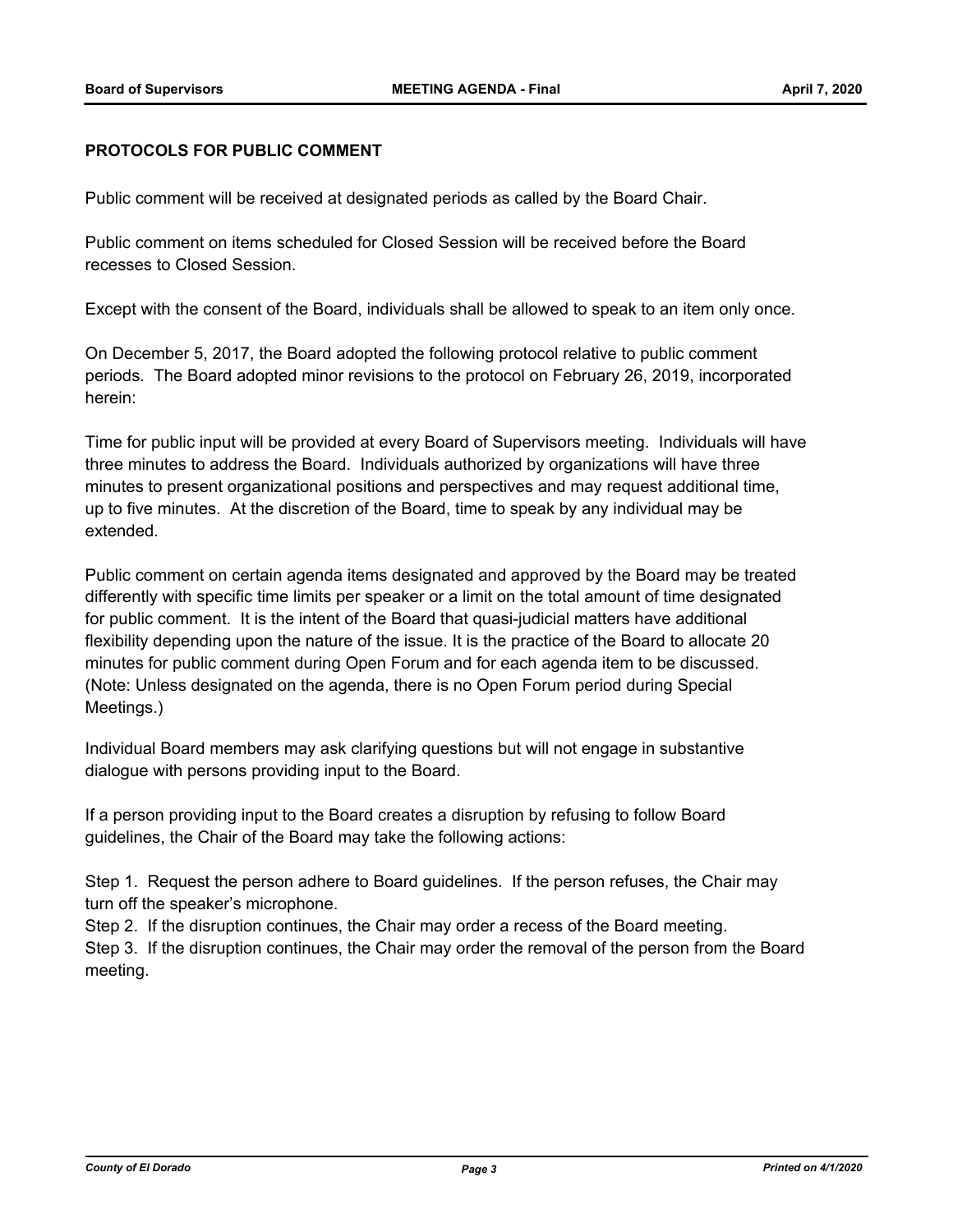**PROTOCOLS FOR PUBLIC COMMENT**

Public comment will be received at designated periods as called by the Board Chair.

Public comment on items scheduled for Closed Session will be received before the Board recesses to Closed Session.

Except with the consent of the Board, individuals shall be allowed to speak to an item only once.

On December 5, 2017, the Board adopted the following protocol relative to public comment periods. The Board adopted minor revisions to the protocol on February 26, 2019, incorporated herein:

Time for public input will be provided at every Board of Supervisors meeting. Individuals will have three minutes to address the Board. Individuals authorized by organizations will have three minutes to present organizational positions and perspectives and may request additional time, up to five minutes. At the discretion of the Board, time to speak by any individual may be extended.

Public comment on certain agenda items designated and approved by the Board may be treated differently with specific time limits per speaker or a limit on the total amount of time designated for public comment. It is the intent of the Board that quasi-judicial matters have additional flexibility depending upon the nature of the issue. It is the practice of the Board to allocate 20 minutes for public comment during Open Forum and for each agenda item to be discussed. (Note: Unless designated on the agenda, there is no Open Forum period during Special Meetings.)

Individual Board members may ask clarifying questions but will not engage in substantive dialogue with persons providing input to the Board.

If a person providing input to the Board creates a disruption by refusing to follow Board guidelines, the Chair of the Board may take the following actions:

Step 1. Request the person adhere to Board guidelines. If the person refuses, the Chair may turn off the speaker's microphone.
Step 2. If the disruption continues, the Chair may order a recess of the Board meeting.
Step 3. If the disruption continues, the Chair may order the removal of the person from the Board meeting.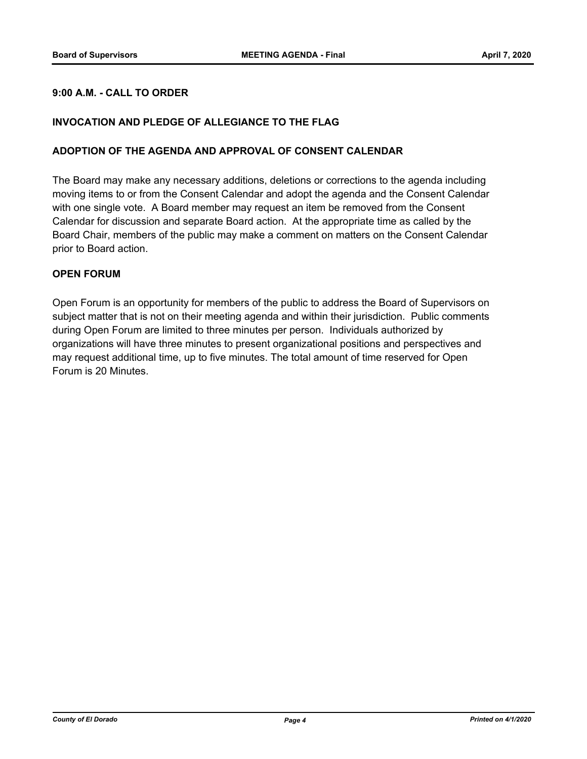## 9:00 A.M. - CALL TO ORDER

## INVOCATION AND PLEDGE OF ALLEGIANCE TO THE FLAG

## ADOPTION OF THE AGENDA AND APPROVAL OF CONSENT CALENDAR

The Board may make any necessary additions, deletions or corrections to the agenda including moving items to or from the Consent Calendar and adopt the agenda and the Consent Calendar with one single vote. A Board member may request an item be removed from the Consent Calendar for discussion and separate Board action. At the appropriate time as called by the Board Chair, members of the public may make a comment on matters on the Consent Calendar prior to Board action.

## OPEN FORUM

Open Forum is an opportunity for members of the public to address the Board of Supervisors on subject matter that is not on their meeting agenda and within their jurisdiction. Public comments during Open Forum are limited to three minutes per person. Individuals authorized by organizations will have three minutes to present organizational positions and perspectives and may request additional time, up to five minutes. The total amount of time reserved for Open Forum is 20 Minutes.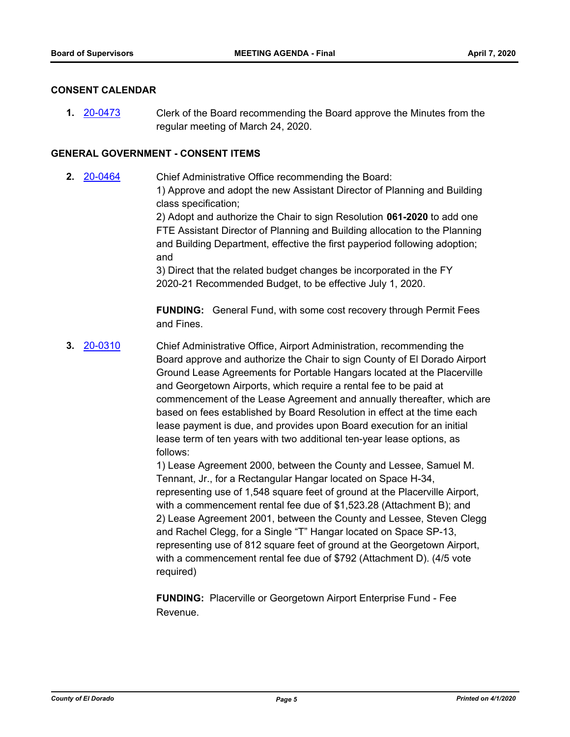## CONSENT CALENDAR

**1.** 20-0473 Clerk of the Board recommending the Board approve the Minutes from the regular meeting of March 24, 2020.

## GENERAL GOVERNMENT - CONSENT ITEMS

**2.** 20-0464 Chief Administrative Office recommending the Board:
1) Approve and adopt the new Assistant Director of Planning and Building class specification;
2) Adopt and authorize the Chair to sign Resolution **061-2020** to add one FTE Assistant Director of Planning and Building allocation to the Planning and Building Department, effective the first payperiod following adoption; and
3) Direct that the related budget changes be incorporated in the FY 2020-21 Recommended Budget, to be effective July 1, 2020.

**FUNDING:** General Fund, with some cost recovery through Permit Fees and Fines.

**3.** 20-0310 Chief Administrative Office, Airport Administration, recommending the Board approve and authorize the Chair to sign County of El Dorado Airport Ground Lease Agreements for Portable Hangars located at the Placerville and Georgetown Airports, which require a rental fee to be paid at commencement of the Lease Agreement and annually thereafter, which are based on fees established by Board Resolution in effect at the time each lease payment is due, and provides upon Board execution for an initial lease term of ten years with two additional ten-year lease options, as follows:
1) Lease Agreement 2000, between the County and Lessee, Samuel M. Tennant, Jr., for a Rectangular Hangar located on Space H-34, representing use of 1,548 square feet of ground at the Placerville Airport, with a commencement rental fee due of $1,523.28 (Attachment B); and
2) Lease Agreement 2001, between the County and Lessee, Steven Clegg and Rachel Clegg, for a Single "T" Hangar located on Space SP-13, representing use of 812 square feet of ground at the Georgetown Airport, with a commencement rental fee due of $792 (Attachment D). (4/5 vote required)

**FUNDING:** Placerville or Georgetown Airport Enterprise Fund - Fee Revenue.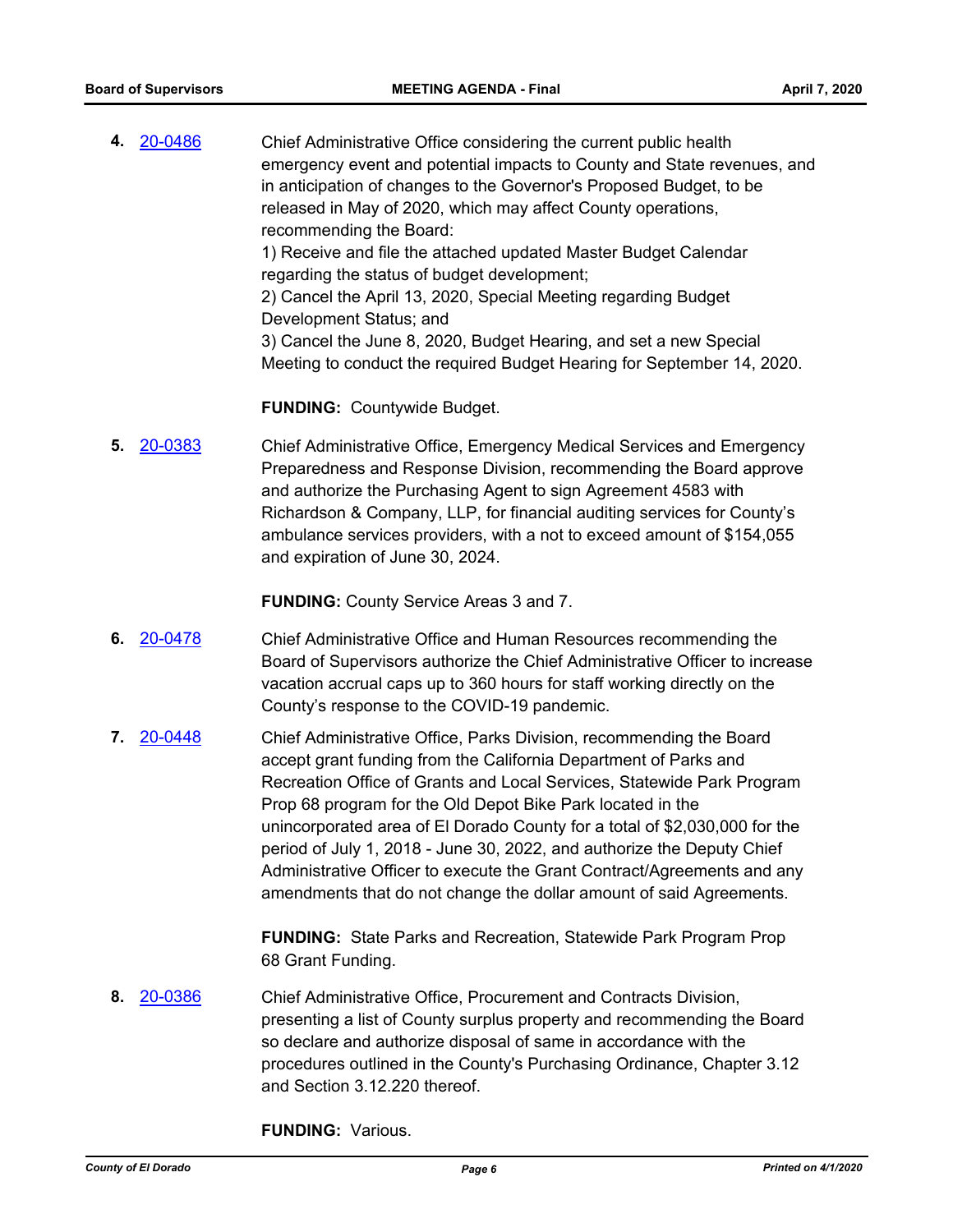**4.** 20-0486 Chief Administrative Office considering the current public health emergency event and potential impacts to County and State revenues, and in anticipation of changes to the Governor's Proposed Budget, to be released in May of 2020, which may affect County operations, recommending the Board:

1) Receive and file the attached updated Master Budget Calendar regarding the status of budget development;
2) Cancel the April 13, 2020, Special Meeting regarding Budget Development Status; and
3) Cancel the June 8, 2020, Budget Hearing, and set a new Special Meeting to conduct the required Budget Hearing for September 14, 2020.

**FUNDING:** Countywide Budget.

**5.** 20-0383 Chief Administrative Office, Emergency Medical Services and Emergency Preparedness and Response Division, recommending the Board approve and authorize the Purchasing Agent to sign Agreement 4583 with Richardson & Company, LLP, for financial auditing services for County's ambulance services providers, with a not to exceed amount of $154,055 and expiration of June 30, 2024.

**FUNDING:** County Service Areas 3 and 7.

**6.** 20-0478 Chief Administrative Office and Human Resources recommending the Board of Supervisors authorize the Chief Administrative Officer to increase vacation accrual caps up to 360 hours for staff working directly on the County's response to the COVID-19 pandemic.

**7.** 20-0448 Chief Administrative Office, Parks Division, recommending the Board accept grant funding from the California Department of Parks and Recreation Office of Grants and Local Services, Statewide Park Program Prop 68 program for the Old Depot Bike Park located in the unincorporated area of El Dorado County for a total of $2,030,000 for the period of July 1, 2018 - June 30, 2022, and authorize the Deputy Chief Administrative Officer to execute the Grant Contract/Agreements and any amendments that do not change the dollar amount of said Agreements.

**FUNDING:** State Parks and Recreation, Statewide Park Program Prop 68 Grant Funding.

**8.** 20-0386 Chief Administrative Office, Procurement and Contracts Division, presenting a list of County surplus property and recommending the Board so declare and authorize disposal of same in accordance with the procedures outlined in the County's Purchasing Ordinance, Chapter 3.12 and Section 3.12.220 thereof.

**FUNDING:** Various.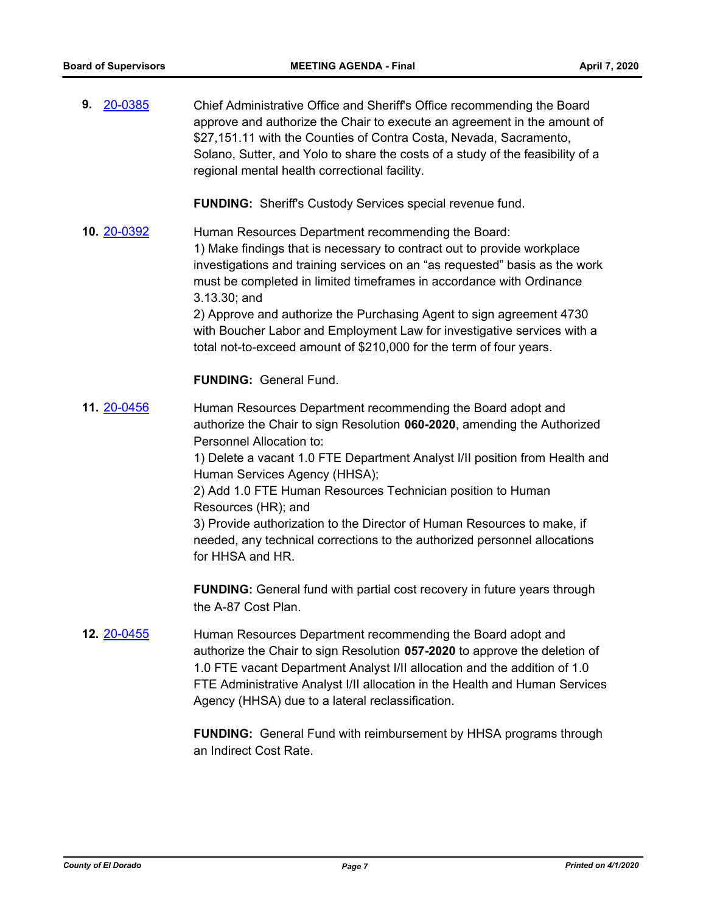**9.** [20-0385](20-0385) Chief Administrative Office and Sheriff's Office recommending the Board approve and authorize the Chair to execute an agreement in the amount of $27,151.11 with the Counties of Contra Costa, Nevada, Sacramento, Solano, Sutter, and Yolo to share the costs of a study of the feasibility of a regional mental health correctional facility.

**FUNDING:** Sheriff's Custody Services special revenue fund.

**10.** [20-0392](20-0392) Human Resources Department recommending the Board:
1) Make findings that is necessary to contract out to provide workplace investigations and training services on an "as requested" basis as the work must be completed in limited timeframes in accordance with Ordinance 3.13.30; and
2) Approve and authorize the Purchasing Agent to sign agreement 4730 with Boucher Labor and Employment Law for investigative services with a total not-to-exceed amount of $210,000 for the term of four years.

**FUNDING:** General Fund.

**11.** [20-0456](20-0456) Human Resources Department recommending the Board adopt and authorize the Chair to sign Resolution **060-2020**, amending the Authorized Personnel Allocation to:
1) Delete a vacant 1.0 FTE Department Analyst I/II position from Health and Human Services Agency (HHSA);
2) Add 1.0 FTE Human Resources Technician position to Human Resources (HR); and
3) Provide authorization to the Director of Human Resources to make, if needed, any technical corrections to the authorized personnel allocations for HHSA and HR.

**FUNDING:** General fund with partial cost recovery in future years through the A-87 Cost Plan.

**12.** [20-0455](20-0455) Human Resources Department recommending the Board adopt and authorize the Chair to sign Resolution **057-2020** to approve the deletion of 1.0 FTE vacant Department Analyst I/II allocation and the addition of 1.0 FTE Administrative Analyst I/II allocation in the Health and Human Services Agency (HHSA) due to a lateral reclassification.

**FUNDING:** General Fund with reimbursement by HHSA programs through an Indirect Cost Rate.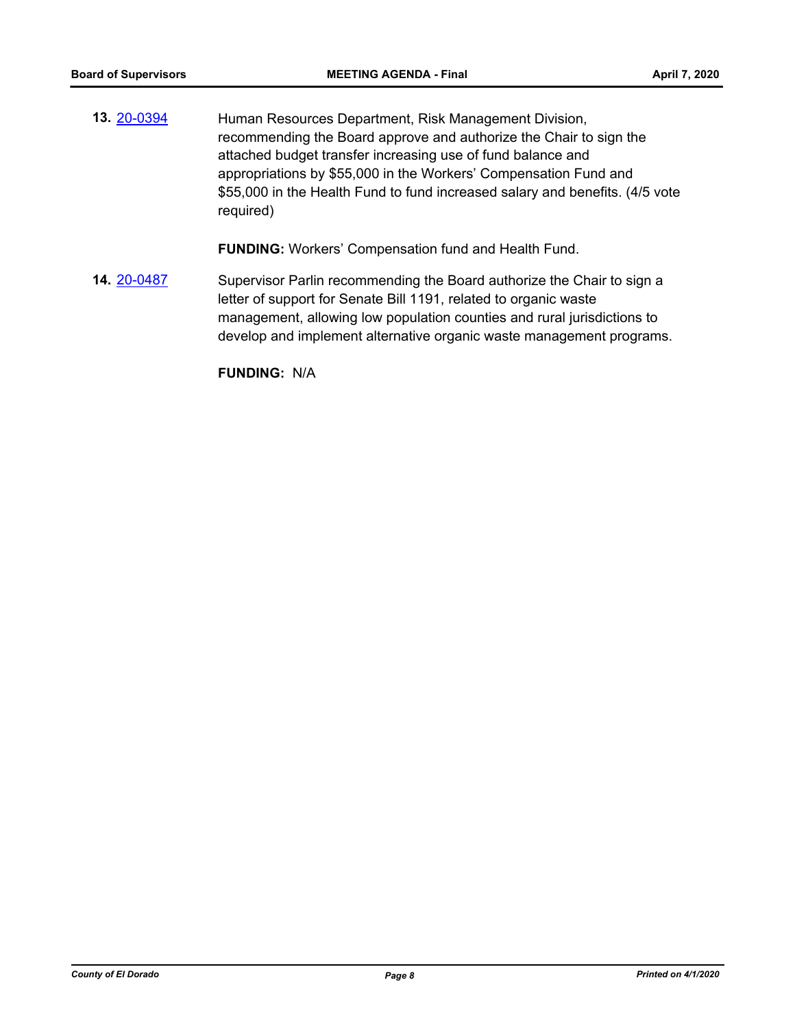**13.** [20-0394]

Human Resources Department, Risk Management Division, recommending the Board approve and authorize the Chair to sign the attached budget transfer increasing use of fund balance and appropriations by $55,000 in the Workers' Compensation Fund and $55,000 in the Health Fund to fund increased salary and benefits. (4/5 vote required)

**FUNDING:** Workers' Compensation fund and Health Fund.

**14.** [20-0487]

Supervisor Parlin recommending the Board authorize the Chair to sign a letter of support for Senate Bill 1191, related to organic waste management, allowing low population counties and rural jurisdictions to develop and implement alternative organic waste management programs.

**FUNDING:** N/A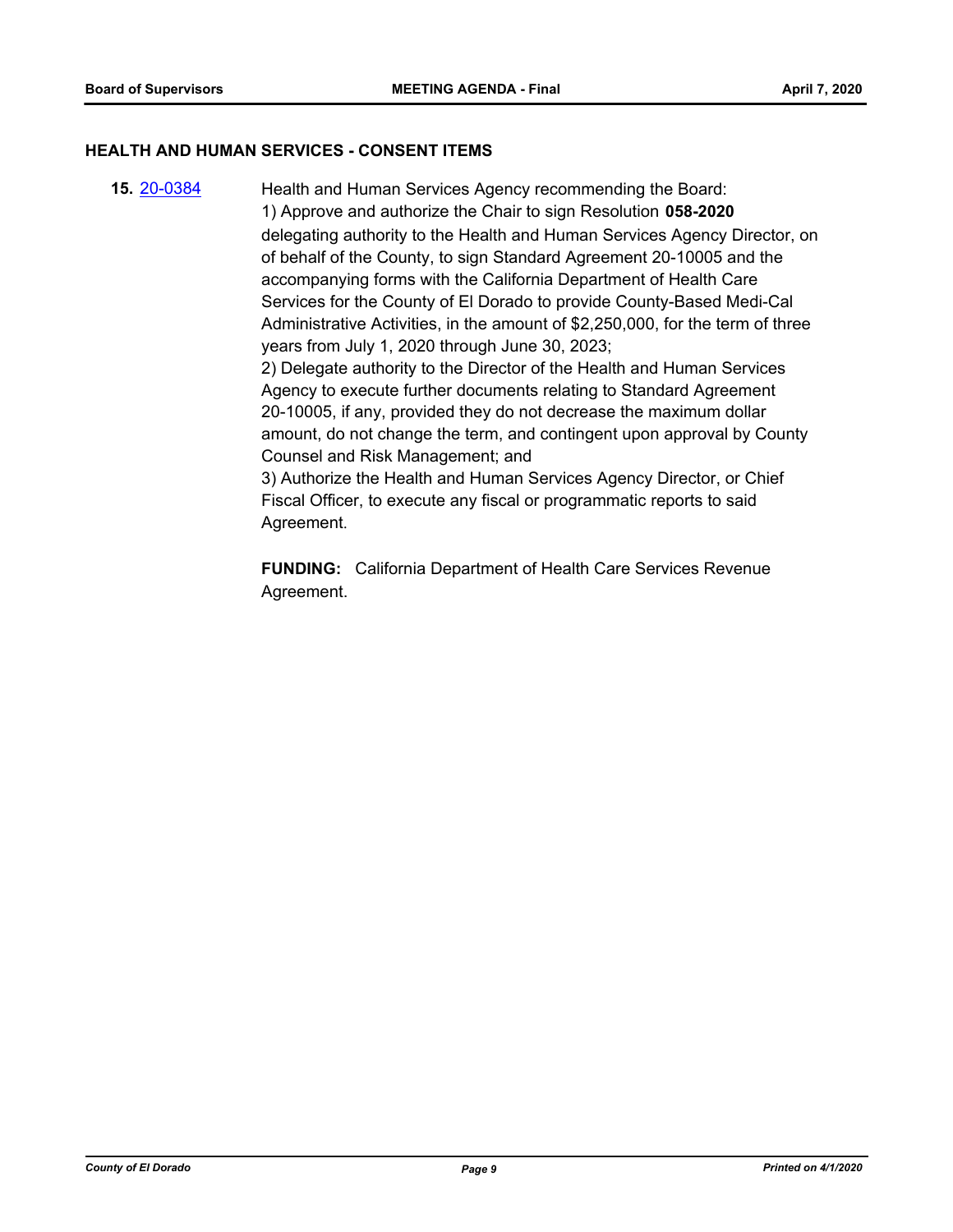## HEALTH AND HUMAN SERVICES - CONSENT ITEMS

**15.** [20-0384](20-0384)

Health and Human Services Agency recommending the Board:

1) Approve and authorize the Chair to sign Resolution **058-2020** delegating authority to the Health and Human Services Agency Director, on of behalf of the County, to sign Standard Agreement 20-10005 and the accompanying forms with the California Department of Health Care Services for the County of El Dorado to provide County-Based Medi-Cal Administrative Activities, in the amount of $2,250,000, for the term of three years from July 1, 2020 through June 30, 2023;

2) Delegate authority to the Director of the Health and Human Services Agency to execute further documents relating to Standard Agreement 20-10005, if any, provided they do not decrease the maximum dollar amount, do not change the term, and contingent upon approval by County Counsel and Risk Management; and

3) Authorize the Health and Human Services Agency Director, or Chief Fiscal Officer, to execute any fiscal or programmatic reports to said Agreement.

**FUNDING:** California Department of Health Care Services Revenue Agreement.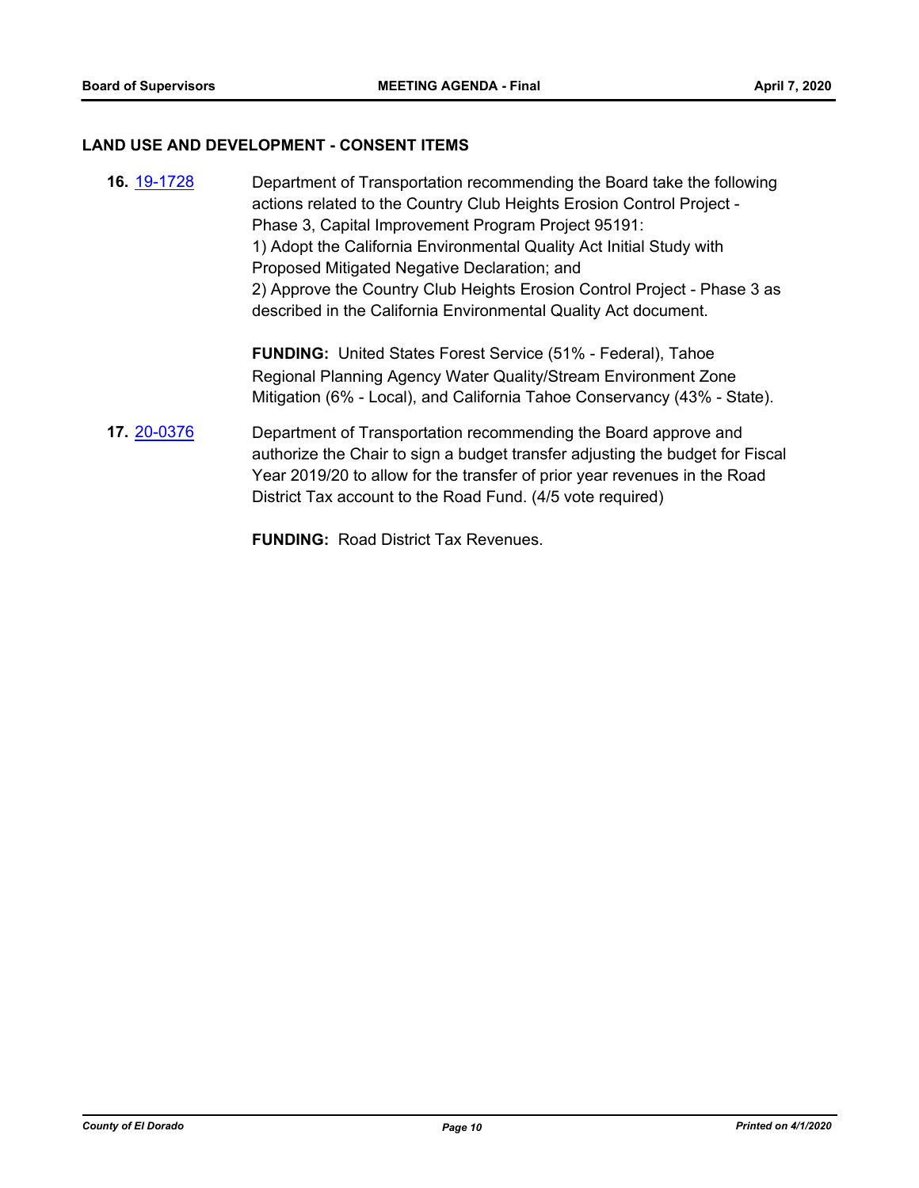## LAND USE AND DEVELOPMENT - CONSENT ITEMS

**16.** 19-1728 Department of Transportation recommending the Board take the following actions related to the Country Club Heights Erosion Control Project - Phase 3, Capital Improvement Program Project 95191:
1) Adopt the California Environmental Quality Act Initial Study with Proposed Mitigated Negative Declaration; and
2) Approve the Country Club Heights Erosion Control Project - Phase 3 as described in the California Environmental Quality Act document.

**FUNDING:** United States Forest Service (51% - Federal), Tahoe Regional Planning Agency Water Quality/Stream Environment Zone Mitigation (6% - Local), and California Tahoe Conservancy (43% - State).

**17.** 20-0376 Department of Transportation recommending the Board approve and authorize the Chair to sign a budget transfer adjusting the budget for Fiscal Year 2019/20 to allow for the transfer of prior year revenues in the Road District Tax account to the Road Fund. (4/5 vote required)

**FUNDING:** Road District Tax Revenues.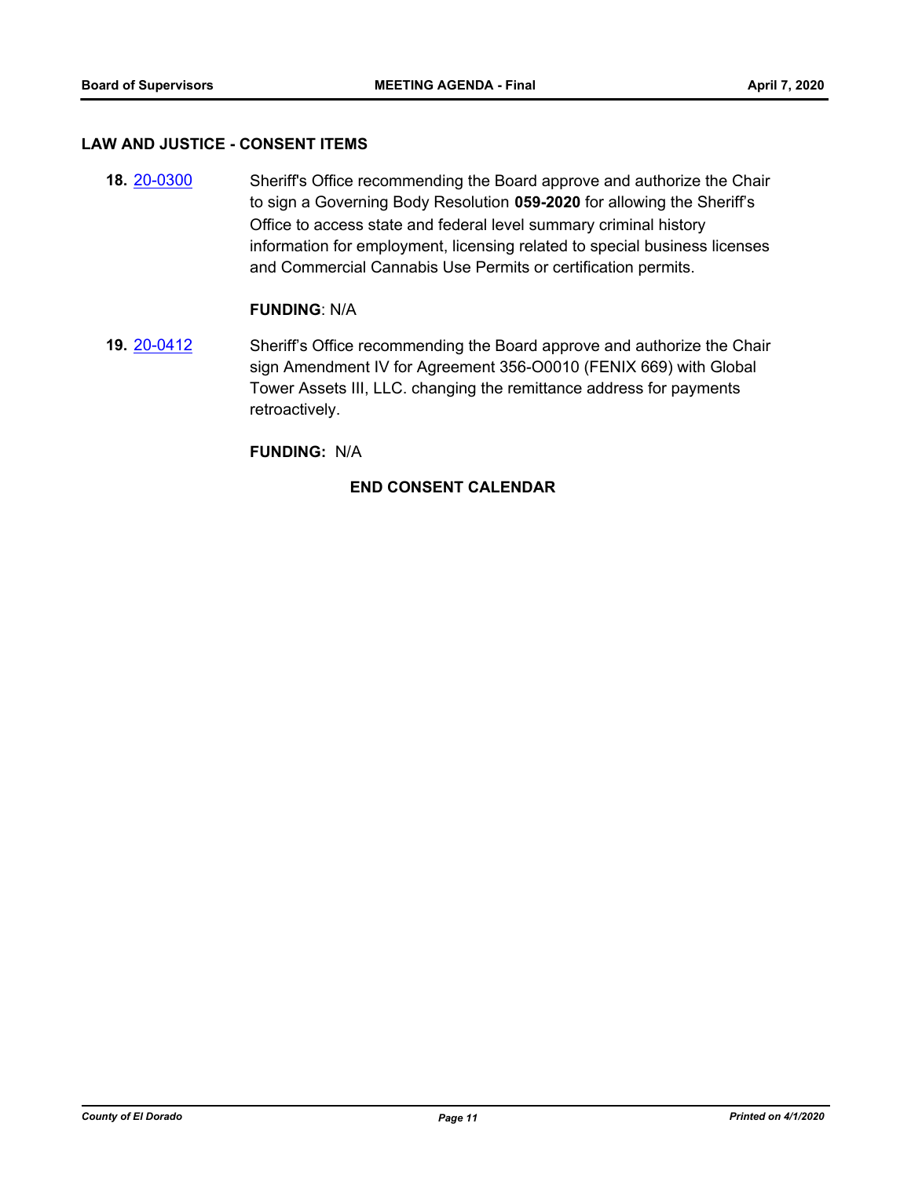## LAW AND JUSTICE - CONSENT ITEMS

**18.** 20-0300 Sheriff's Office recommending the Board approve and authorize the Chair to sign a Governing Body Resolution **059-2020** for allowing the Sheriff's Office to access state and federal level summary criminal history information for employment, licensing related to special business licenses and Commercial Cannabis Use Permits or certification permits.

**FUNDING**: N/A

**19.** 20-0412 Sheriff's Office recommending the Board approve and authorize the Chair sign Amendment IV for Agreement 356-O0010 (FENIX 669) with Global Tower Assets III, LLC. changing the remittance address for payments retroactively.

**FUNDING:** N/A

**END CONSENT CALENDAR**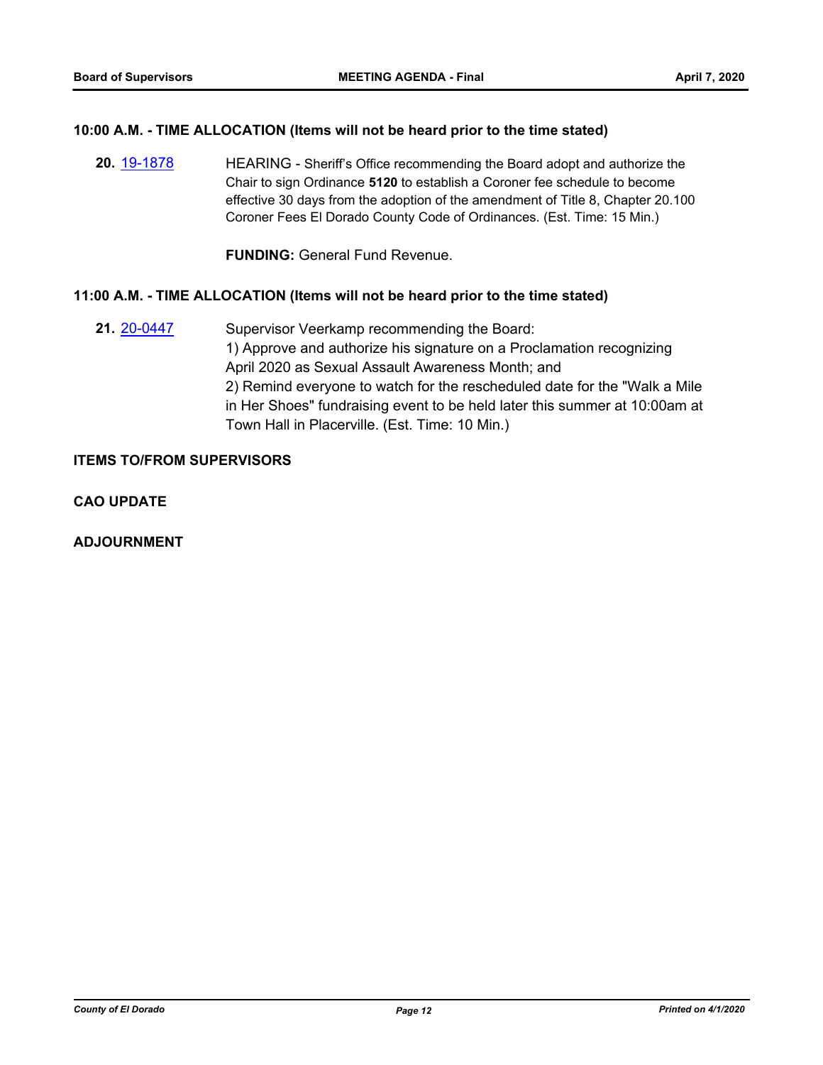### 10:00 A.M. - TIME ALLOCATION (Items will not be heard prior to the time stated)

**20.** [19-1878](19-1878) HEARING - Sheriff's Office recommending the Board adopt and authorize the Chair to sign Ordinance **5120** to establish a Coroner fee schedule to become effective 30 days from the adoption of the amendment of Title 8, Chapter 20.100 Coroner Fees El Dorado County Code of Ordinances. (Est. Time: 15 Min.)

**FUNDING:** General Fund Revenue.

### 11:00 A.M. - TIME ALLOCATION (Items will not be heard prior to the time stated)

**21.** [20-0447](20-0447) Supervisor Veerkamp recommending the Board:
1) Approve and authorize his signature on a Proclamation recognizing April 2020 as Sexual Assault Awareness Month; and
2) Remind everyone to watch for the rescheduled date for the "Walk a Mile in Her Shoes" fundraising event to be held later this summer at 10:00am at Town Hall in Placerville. (Est. Time: 10 Min.)

### ITEMS TO/FROM SUPERVISORS

### CAO UPDATE

### ADJOURNMENT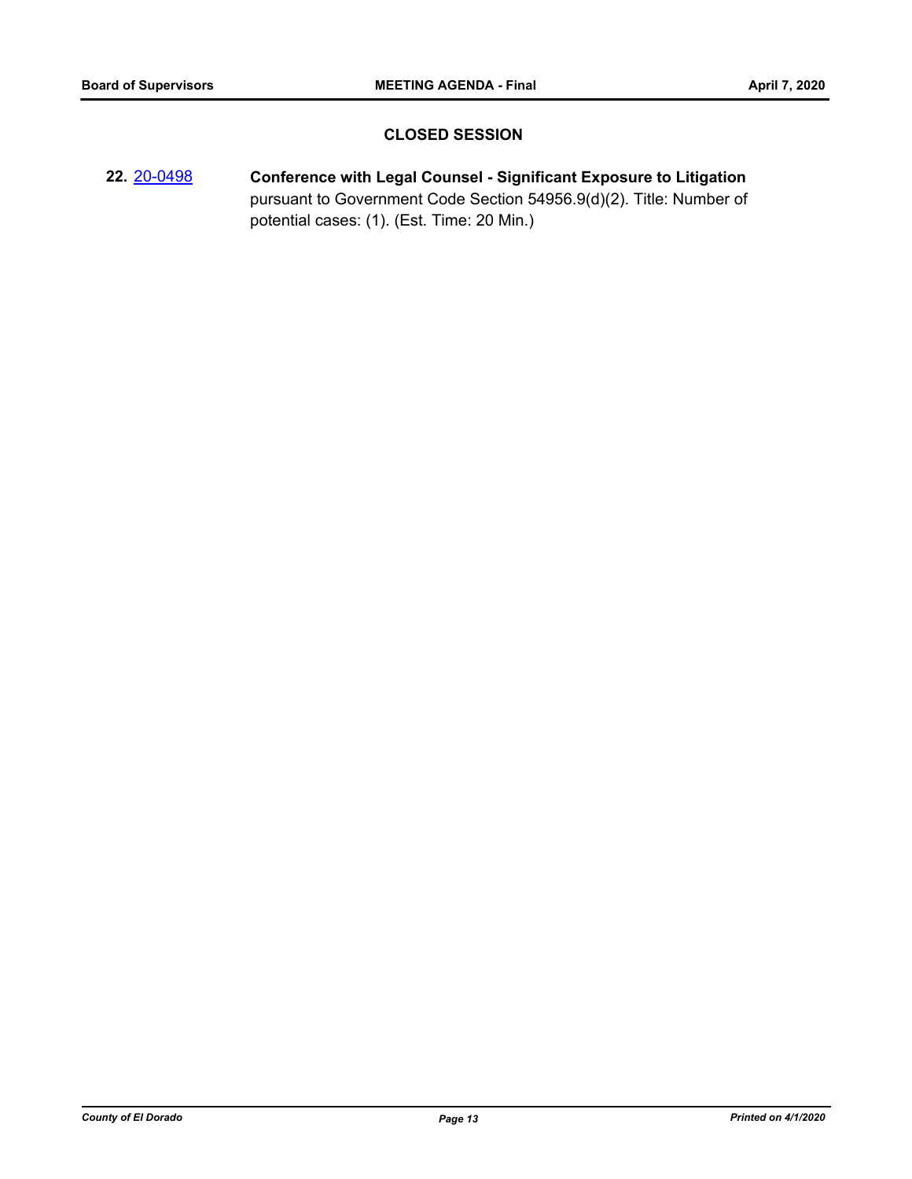## CLOSED SESSION

**22.** [20-0498] **Conference with Legal Counsel - Significant Exposure to Litigation** pursuant to Government Code Section 54956.9(d)(2). Title: Number of potential cases: (1). (Est. Time: 20 Min.)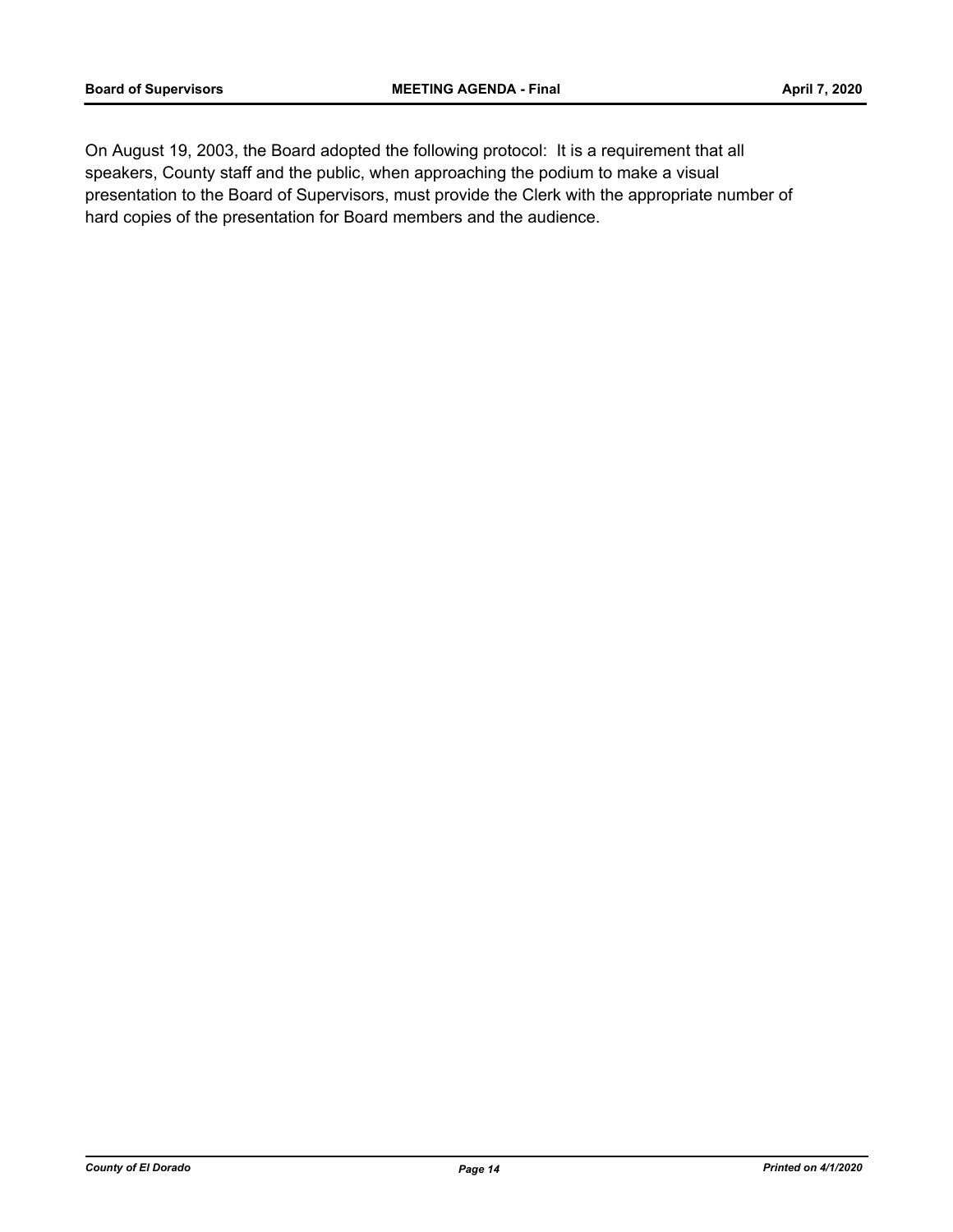On August 19, 2003, the Board adopted the following protocol: It is a requirement that all speakers, County staff and the public, when approaching the podium to make a visual presentation to the Board of Supervisors, must provide the Clerk with the appropriate number of hard copies of the presentation for Board members and the audience.